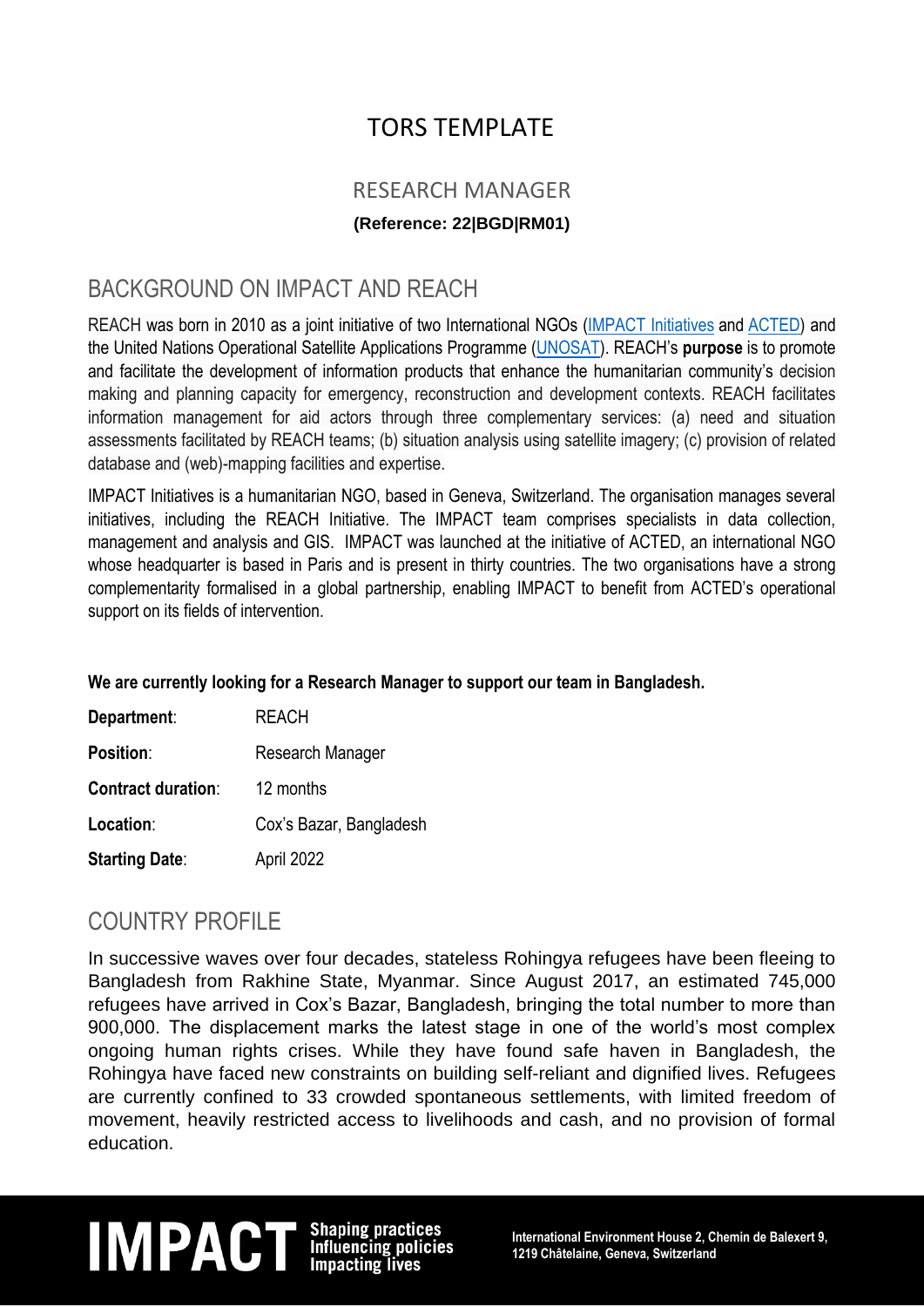# TORS TEMPLATE

## RESEARCH MANAGER

**(Reference: 22|BGD|RM01)**

## BACKGROUND ON IMPACT AND REACH

REACH was born in 2010 as a joint initiative of two International NGOs (IMPACT Initiatives and ACTED) and the United Nations Operational Satellite Applications Programme (UNOSAT). REACH's **purpose** is to promote and facilitate the development of information products that enhance the humanitarian community's decision making and planning capacity for emergency, reconstruction and development contexts. REACH facilitates information management for aid actors through three complementary services: (a) need and situation assessments facilitated by REACH teams; (b) situation analysis using satellite imagery; (c) provision of related database and (web)-mapping facilities and expertise.

IMPACT Initiatives is a humanitarian NGO, based in Geneva, Switzerland. The organisation manages several initiatives, including the REACH Initiative. The IMPACT team comprises specialists in data collection, management and analysis and GIS. IMPACT was launched at the initiative of ACTED, an international NGO whose headquarter is based in Paris and is present in thirty countries. The two organisations have a strong complementarity formalised in a global partnership, enabling IMPACT to benefit from ACTED's operational support on its fields of intervention.

**We are currently looking for a Research Manager to support our team in Bangladesh.**

| | |
|---|---|
| **Department**: | REACH |
| **Position**: | Research Manager |
| **Contract duration**: | 12 months |
| **Location**: | Cox's Bazar, Bangladesh |
| **Starting Date**: | April 2022 |

## COUNTRY PROFILE

In successive waves over four decades, stateless Rohingya refugees have been fleeing to Bangladesh from Rakhine State, Myanmar. Since August 2017, an estimated 745,000 refugees have arrived in Cox's Bazar, Bangladesh, bringing the total number to more than 900,000. The displacement marks the latest stage in one of the world's most complex ongoing human rights crises. While they have found safe haven in Bangladesh, the Rohingya have faced new constraints on building self-reliant and dignified lives. Refugees are currently confined to 33 crowded spontaneous settlements, with limited freedom of movement, heavily restricted access to livelihoods and cash, and no provision of formal education.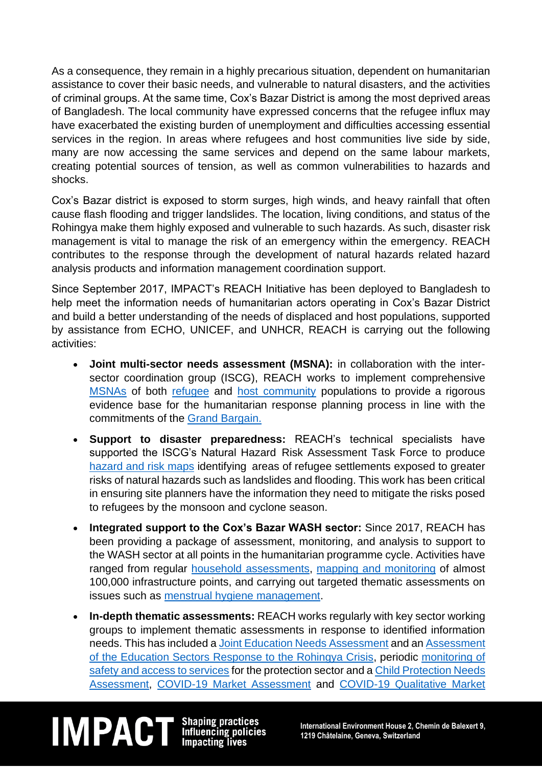As a consequence, they remain in a highly precarious situation, dependent on humanitarian assistance to cover their basic needs, and vulnerable to natural disasters, and the activities of criminal groups. At the same time, Cox's Bazar District is among the most deprived areas of Bangladesh. The local community have expressed concerns that the refugee influx may have exacerbated the existing burden of unemployment and difficulties accessing essential services in the region. In areas where refugees and host communities live side by side, many are now accessing the same services and depend on the same labour markets, creating potential sources of tension, as well as common vulnerabilities to hazards and shocks.

Cox's Bazar district is exposed to storm surges, high winds, and heavy rainfall that often cause flash flooding and trigger landslides. The location, living conditions, and status of the Rohingya make them highly exposed and vulnerable to such hazards. As such, disaster risk management is vital to manage the risk of an emergency within the emergency. REACH contributes to the response through the development of natural hazards related hazard analysis products and information management coordination support.

Since September 2017, IMPACT's REACH Initiative has been deployed to Bangladesh to help meet the information needs of humanitarian actors operating in Cox's Bazar District and build a better understanding of the needs of displaced and host populations, supported by assistance from ECHO, UNICEF, and UNHCR, REACH is carrying out the following activities:

- **Joint multi-sector needs assessment (MSNA):** in collaboration with the inter-sector coordination group (ISCG), REACH works to implement comprehensive MSNAs of both refugee and host community populations to provide a rigorous evidence base for the humanitarian response planning process in line with the commitments of the Grand Bargain.
- **Support to disaster preparedness:** REACH's technical specialists have supported the ISCG's Natural Hazard Risk Assessment Task Force to produce hazard and risk maps identifying areas of refugee settlements exposed to greater risks of natural hazards such as landslides and flooding. This work has been critical in ensuring site planners have the information they need to mitigate the risks posed to refugees by the monsoon and cyclone season.
- **Integrated support to the Cox's Bazar WASH sector:** Since 2017, REACH has been providing a package of assessment, monitoring, and analysis to support to the WASH sector at all points in the humanitarian programme cycle. Activities have ranged from regular household assessments, mapping and monitoring of almost 100,000 infrastructure points, and carrying out targeted thematic assessments on issues such as menstrual hygiene management.
- **In-depth thematic assessments:** REACH works regularly with key sector working groups to implement thematic assessments in response to identified information needs. This has included a Joint Education Needs Assessment and an Assessment of the Education Sectors Response to the Rohingya Crisis, periodic monitoring of safety and access to services for the protection sector and a Child Protection Needs Assessment, COVID-19 Market Assessment and COVID-19 Qualitative Market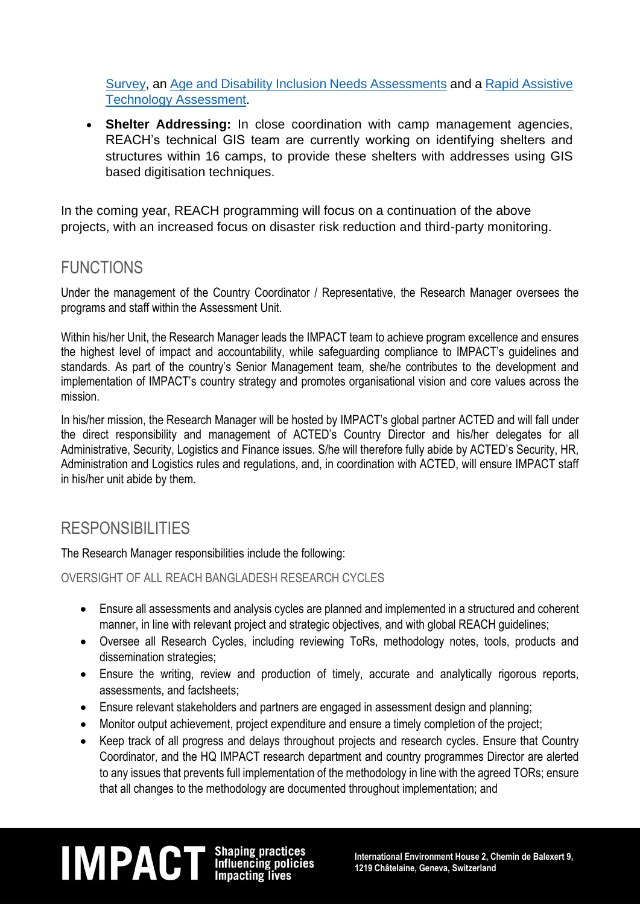Survey, an Age and Disability Inclusion Needs Assessments and a Rapid Assistive Technology Assessment.

- **Shelter Addressing:** In close coordination with camp management agencies, REACH's technical GIS team are currently working on identifying shelters and structures within 16 camps, to provide these shelters with addresses using GIS based digitisation techniques.

In the coming year, REACH programming will focus on a continuation of the above projects, with an increased focus on disaster risk reduction and third-party monitoring.

## FUNCTIONS

Under the management of the Country Coordinator / Representative, the Research Manager oversees the programs and staff within the Assessment Unit.

Within his/her Unit, the Research Manager leads the IMPACT team to achieve program excellence and ensures the highest level of impact and accountability, while safeguarding compliance to IMPACT's guidelines and standards. As part of the country's Senior Management team, she/he contributes to the development and implementation of IMPACT's country strategy and promotes organisational vision and core values across the mission.

In his/her mission, the Research Manager will be hosted by IMPACT's global partner ACTED and will fall under the direct responsibility and management of ACTED's Country Director and his/her delegates for all Administrative, Security, Logistics and Finance issues. S/he will therefore fully abide by ACTED's Security, HR, Administration and Logistics rules and regulations, and, in coordination with ACTED, will ensure IMPACT staff in his/her unit abide by them.

## RESPONSIBILITIES

The Research Manager responsibilities include the following:

### OVERSIGHT OF ALL REACH BANGLADESH RESEARCH CYCLES

- Ensure all assessments and analysis cycles are planned and implemented in a structured and coherent manner, in line with relevant project and strategic objectives, and with global REACH guidelines;
- Oversee all Research Cycles, including reviewing ToRs, methodology notes, tools, products and dissemination strategies;
- Ensure the writing, review and production of timely, accurate and analytically rigorous reports, assessments, and factsheets;
- Ensure relevant stakeholders and partners are engaged in assessment design and planning;
- Monitor output achievement, project expenditure and ensure a timely completion of the project;
- Keep track of all progress and delays throughout projects and research cycles. Ensure that Country Coordinator, and the HQ IMPACT research department and country programmes Director are alerted to any issues that prevents full implementation of the methodology in line with the agreed TORs; ensure that all changes to the methodology are documented throughout implementation; and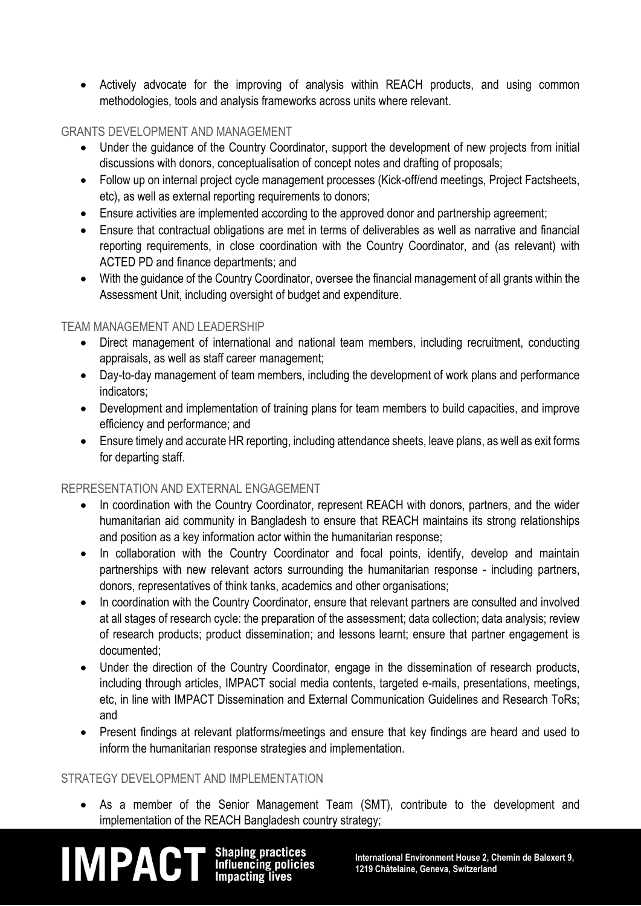- Actively advocate for the improving of analysis within REACH products, and using common methodologies, tools and analysis frameworks across units where relevant.

### GRANTS DEVELOPMENT AND MANAGEMENT

- Under the guidance of the Country Coordinator, support the development of new projects from initial discussions with donors, conceptualisation of concept notes and drafting of proposals;
- Follow up on internal project cycle management processes (Kick-off/end meetings, Project Factsheets, etc), as well as external reporting requirements to donors;
- Ensure activities are implemented according to the approved donor and partnership agreement;
- Ensure that contractual obligations are met in terms of deliverables as well as narrative and financial reporting requirements, in close coordination with the Country Coordinator, and (as relevant) with ACTED PD and finance departments; and
- With the guidance of the Country Coordinator, oversee the financial management of all grants within the Assessment Unit, including oversight of budget and expenditure.

### TEAM MANAGEMENT AND LEADERSHIP

- Direct management of international and national team members, including recruitment, conducting appraisals, as well as staff career management;
- Day-to-day management of team members, including the development of work plans and performance indicators;
- Development and implementation of training plans for team members to build capacities, and improve efficiency and performance; and
- Ensure timely and accurate HR reporting, including attendance sheets, leave plans, as well as exit forms for departing staff.

### REPRESENTATION AND EXTERNAL ENGAGEMENT

- In coordination with the Country Coordinator, represent REACH with donors, partners, and the wider humanitarian aid community in Bangladesh to ensure that REACH maintains its strong relationships and position as a key information actor within the humanitarian response;
- In collaboration with the Country Coordinator and focal points, identify, develop and maintain partnerships with new relevant actors surrounding the humanitarian response - including partners, donors, representatives of think tanks, academics and other organisations;
- In coordination with the Country Coordinator, ensure that relevant partners are consulted and involved at all stages of research cycle: the preparation of the assessment; data collection; data analysis; review of research products; product dissemination; and lessons learnt; ensure that partner engagement is documented;
- Under the direction of the Country Coordinator, engage in the dissemination of research products, including through articles, IMPACT social media contents, targeted e-mails, presentations, meetings, etc, in line with IMPACT Dissemination and External Communication Guidelines and Research ToRs; and
- Present findings at relevant platforms/meetings and ensure that key findings are heard and used to inform the humanitarian response strategies and implementation.

### STRATEGY DEVELOPMENT AND IMPLEMENTATION

- As a member of the Senior Management Team (SMT), contribute to the development and implementation of the REACH Bangladesh country strategy;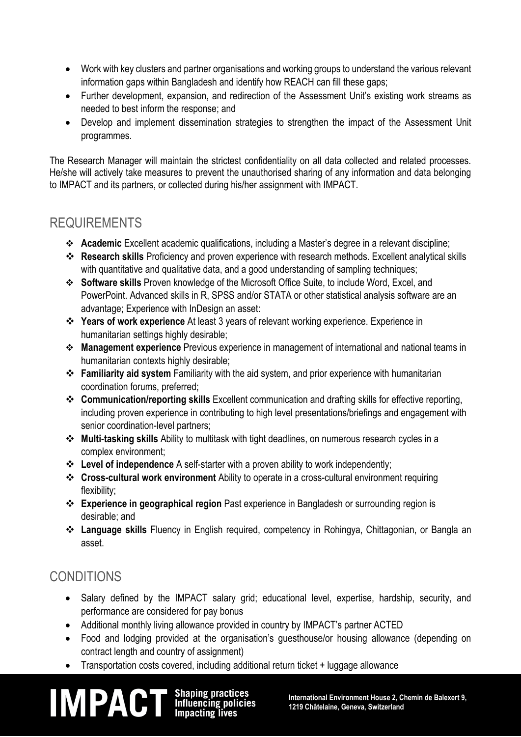- Work with key clusters and partner organisations and working groups to understand the various relevant information gaps within Bangladesh and identify how REACH can fill these gaps;
- Further development, expansion, and redirection of the Assessment Unit's existing work streams as needed to best inform the response; and
- Develop and implement dissemination strategies to strengthen the impact of the Assessment Unit programmes.

The Research Manager will maintain the strictest confidentiality on all data collected and related processes. He/she will actively take measures to prevent the unauthorised sharing of any information and data belonging to IMPACT and its partners, or collected during his/her assignment with IMPACT.

## REQUIREMENTS

- **Academic** Excellent academic qualifications, including a Master's degree in a relevant discipline;
- **Research skills** Proficiency and proven experience with research methods. Excellent analytical skills with quantitative and qualitative data, and a good understanding of sampling techniques;
- **Software skills** Proven knowledge of the Microsoft Office Suite, to include Word, Excel, and PowerPoint. Advanced skills in R, SPSS and/or STATA or other statistical analysis software are an advantage; Experience with InDesign an asset:
- **Years of work experience** At least 3 years of relevant working experience. Experience in humanitarian settings highly desirable;
- **Management experience** Previous experience in management of international and national teams in humanitarian contexts highly desirable;
- **Familiarity aid system** Familiarity with the aid system, and prior experience with humanitarian coordination forums, preferred;
- **Communication/reporting skills** Excellent communication and drafting skills for effective reporting, including proven experience in contributing to high level presentations/briefings and engagement with senior coordination-level partners;
- **Multi-tasking skills** Ability to multitask with tight deadlines, on numerous research cycles in a complex environment;
- **Level of independence** A self-starter with a proven ability to work independently;
- **Cross-cultural work environment** Ability to operate in a cross-cultural environment requiring flexibility;
- **Experience in geographical region** Past experience in Bangladesh or surrounding region is desirable; and
- **Language skills** Fluency in English required, competency in Rohingya, Chittagonian, or Bangla an asset.

## CONDITIONS

- Salary defined by the IMPACT salary grid; educational level, expertise, hardship, security, and performance are considered for pay bonus
- Additional monthly living allowance provided in country by IMPACT's partner ACTED
- Food and lodging provided at the organisation's guesthouse/or housing allowance (depending on contract length and country of assignment)
- Transportation costs covered, including additional return ticket + luggage allowance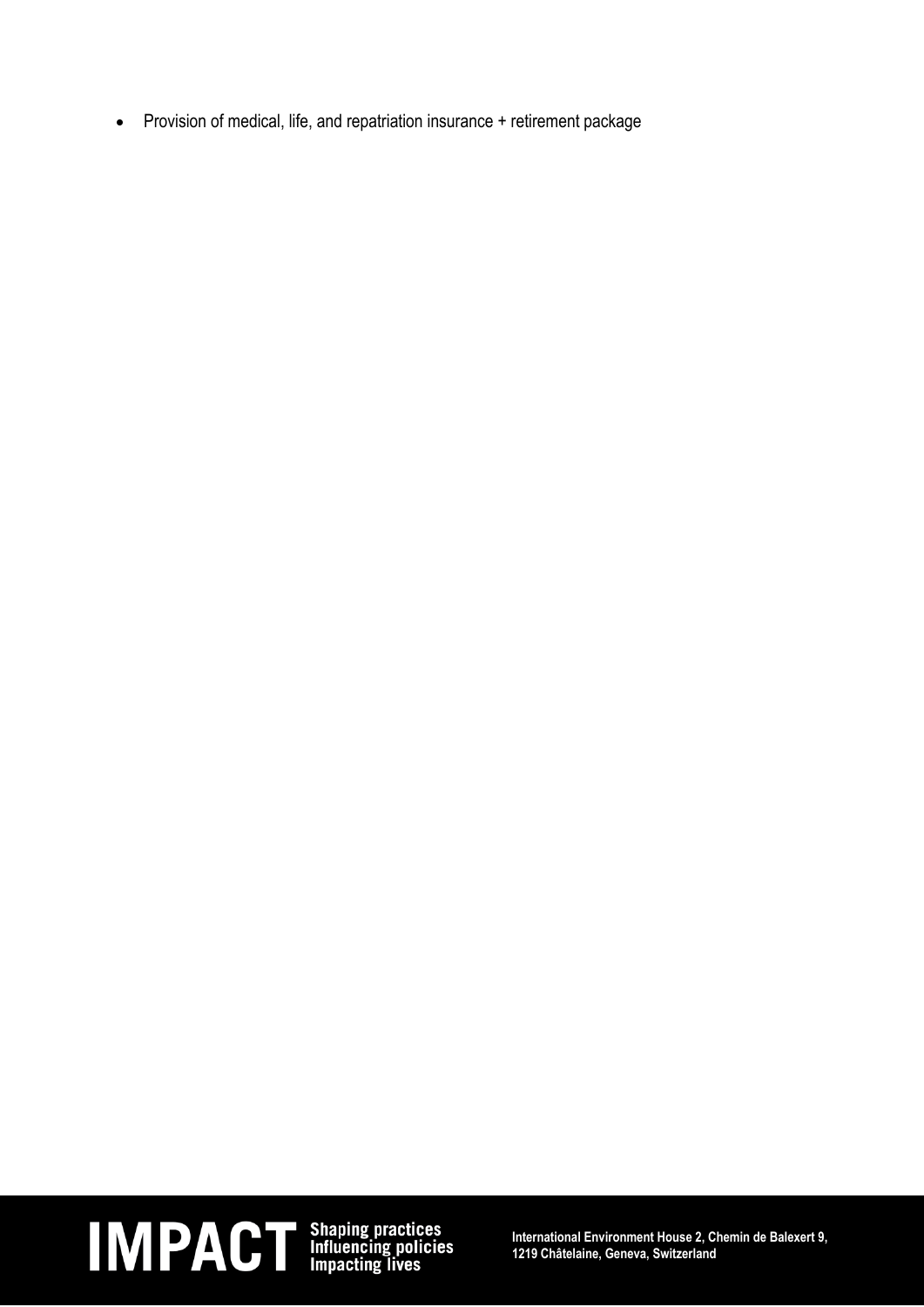- Provision of medical, life, and repatriation insurance + retirement package